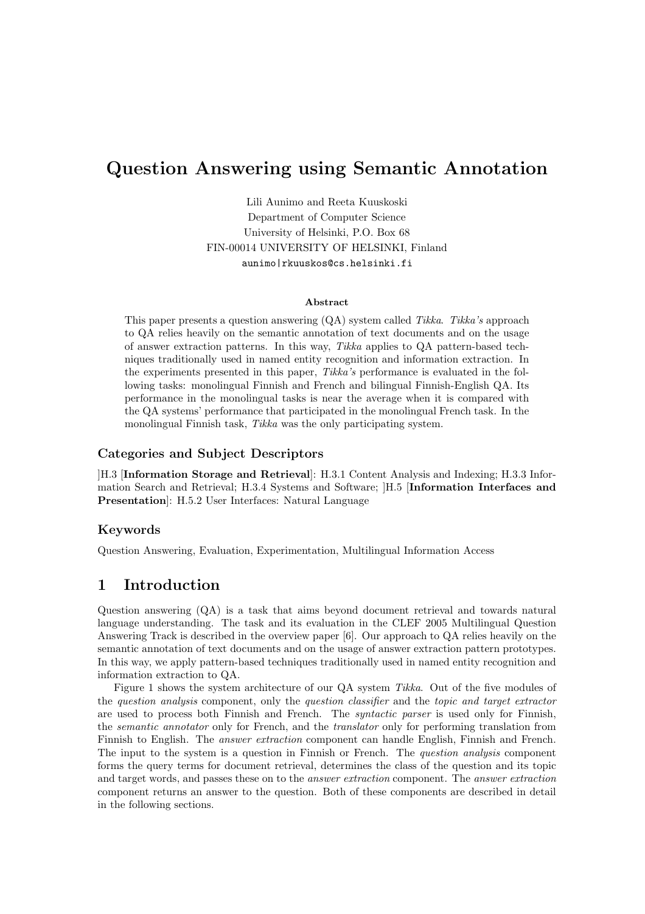# Question Answering using Semantic Annotation

Lili Aunimo and Reeta Kuuskoski
Department of Computer Science
University of Helsinki, P.O. Box 68
FIN-00014 UNIVERSITY OF HELSINKI, Finland
aunimo|rkuuskos@cs.helsinki.fi

**Abstract**

This paper presents a question answering (QA) system called *Tikka*. *Tikka's* approach to QA relies heavily on the semantic annotation of text documents and on the usage of answer extraction patterns. In this way, *Tikka* applies to QA pattern-based techniques traditionally used in named entity recognition and information extraction. In the experiments presented in this paper, *Tikka's* performance is evaluated in the following tasks: monolingual Finnish and French and bilingual Finnish-English QA. Its performance in the monolingual tasks is near the average when it is compared with the QA systems' performance that participated in the monolingual French task. In the monolingual Finnish task, *Tikka* was the only participating system.

### Categories and Subject Descriptors

]H.3 [**Information Storage and Retrieval**]: H.3.1 Content Analysis and Indexing; H.3.3 Information Search and Retrieval; H.3.4 Systems and Software; ]H.5 [**Information Interfaces and Presentation**]: H.5.2 User Interfaces: Natural Language

### Keywords

Question Answering, Evaluation, Experimentation, Multilingual Information Access

## 1 Introduction

Question answering (QA) is a task that aims beyond document retrieval and towards natural language understanding. The task and its evaluation in the CLEF 2005 Multilingual Question Answering Track is described in the overview paper [6]. Our approach to QA relies heavily on the semantic annotation of text documents and on the usage of answer extraction pattern prototypes. In this way, we apply pattern-based techniques traditionally used in named entity recognition and information extraction to QA.

Figure 1 shows the system architecture of our QA system *Tikka*. Out of the five modules of the *question analysis* component, only the *question classifier* and the *topic and target extractor* are used to process both Finnish and French. The *syntactic parser* is used only for Finnish, the *semantic annotator* only for French, and the *translator* only for performing translation from Finnish to English. The *answer extraction* component can handle English, Finnish and French. The input to the system is a question in Finnish or French. The *question analysis* component forms the query terms for document retrieval, determines the class of the question and its topic and target words, and passes these on to the *answer extraction* component. The *answer extraction* component returns an answer to the question. Both of these components are described in detail in the following sections.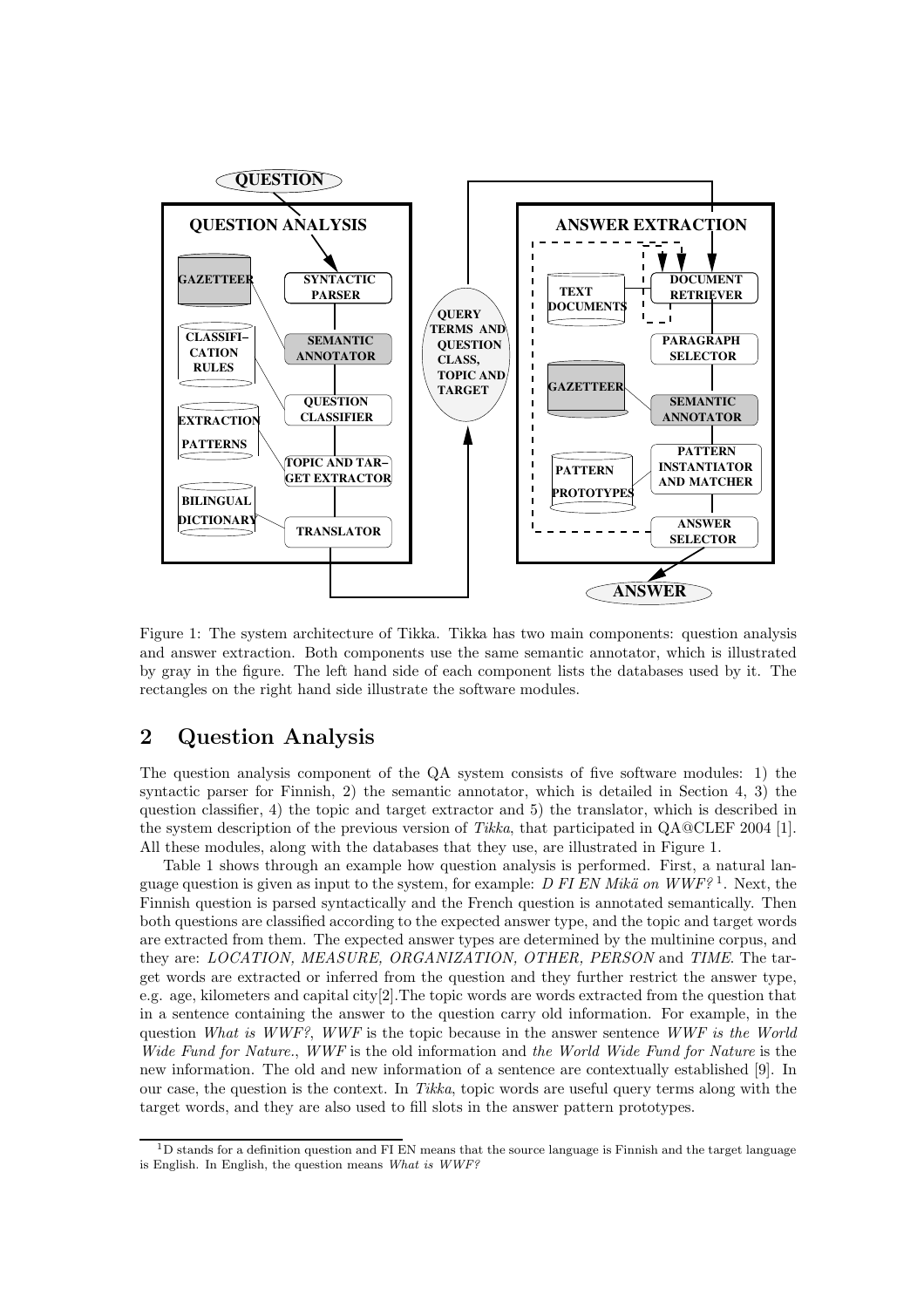Figure 1: The system architecture of Tikka. Tikka has two main components: question analysis and answer extraction. Both components use the same semantic annotator, which is illustrated by gray in the figure. The left hand side of each component lists the databases used by it. The rectangles on the right hand side illustrate the software modules.

## 2 Question Analysis

The question analysis component of the QA system consists of five software modules: 1) the syntactic parser for Finnish, 2) the semantic annotator, which is detailed in Section 4, 3) the question classifier, 4) the topic and target extractor and 5) the translator, which is described in the system description of the previous version of *Tikka*, that participated in QA@CLEF 2004 [1]. All these modules, along with the databases that they use, are illustrated in Figure 1.

Table 1 shows through an example how question analysis is performed. First, a natural language question is given as input to the system, for example: *D FI EN Mikä on WWF?* [1]. Next, the Finnish question is parsed syntactically and the French question is annotated semantically. Then both questions are classified according to the expected answer type, and the topic and target words are extracted from them. The expected answer types are determined by the multinine corpus, and they are: *LOCATION, MEASURE, ORGANIZATION, OTHER, PERSON* and *TIME*. The target words are extracted or inferred from the question and they further restrict the answer type, e.g. age, kilometers and capital city[2].The topic words are words extracted from the question that in a sentence containing the answer to the question carry old information. For example, in the question *What is WWF?*, *WWF* is the topic because in the answer sentence *WWF is the World Wide Fund for Nature.*, *WWF* is the old information and *the World Wide Fund for Nature* is the new information. The old and new information of a sentence are contextually established [9]. In our case, the question is the context. In *Tikka*, topic words are useful query terms along with the target words, and they are also used to fill slots in the answer pattern prototypes.

[1] D stands for a definition question and FI EN means that the source language is Finnish and the target language is English. In English, the question means *What is WWF?*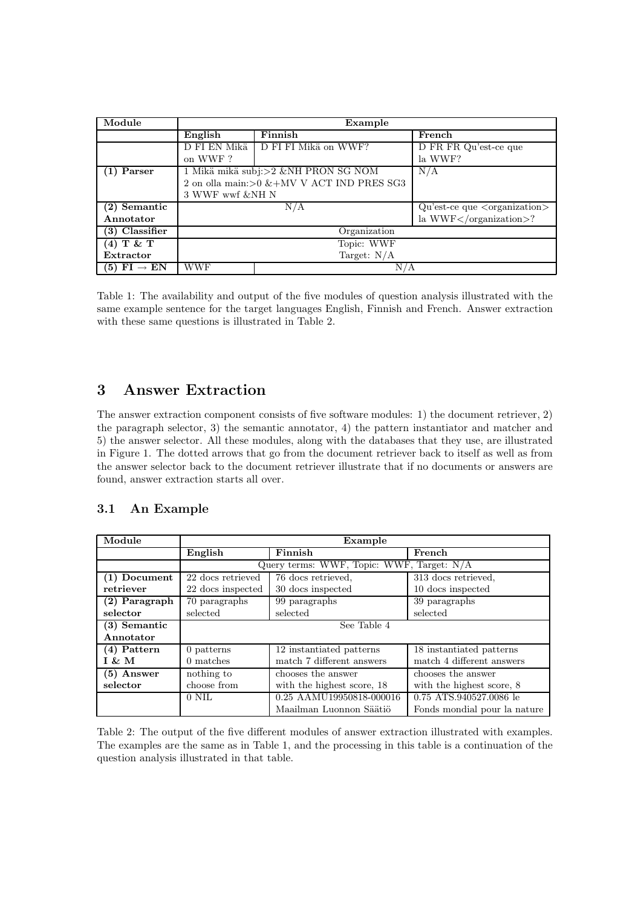| Module | Example | | |
|---|---|---|---|
| | **English** | **Finnish** | **French** |
| | D FI EN Mikä on WWF ? | D FI FI Mikä on WWF? | D FR FR Qu'est-ce que la WWF? |
| **(1) Parser** | 1 Mikä mikä subj:>2 &NH PRON SG NOM 2 on olla main:>0 &+MV V ACT IND PRES SG3 3 WWF wwf &NH N | | N/A |
| **(2) Semantic Annotator** | N/A | | Qu'est-ce que <organization> la WWF</organization>? |
| **(3) Classifier** | Organization | | |
| **(4) T & T Extractor** | Topic: WWF Target: N/A | | |
| **(5) FI → EN** | WWF | N/A | |

Table 1: The availability and output of the five modules of question analysis illustrated with the same example sentence for the target languages English, Finnish and French. Answer extraction with these same questions is illustrated in Table 2.

# 3 Answer Extraction

The answer extraction component consists of five software modules: 1) the document retriever, 2) the paragraph selector, 3) the semantic annotator, 4) the pattern instantiator and matcher and 5) the answer selector. All these modules, along with the databases that they use, are illustrated in Figure 1. The dotted arrows that go from the document retriever back to itself as well as from the answer selector back to the document retriever illustrate that if no documents or answers are found, answer extraction starts all over.

## 3.1 An Example

| Module | Example | | |
|---|---|---|---|
| | **English** | **Finnish** | **French** |
| | Query terms: WWF, Topic: WWF, Target: N/A | | |
| **(1) Document retriever** | 22 docs retrieved 22 docs inspected | 76 docs retrieved, 30 docs inspected | 313 docs retrieved, 10 docs inspected |
| **(2) Paragraph selector** | 70 paragraphs selected | 99 paragraphs selected | 39 paragraphs selected |
| **(3) Semantic Annotator** | See Table 4 | | |
| **(4) Pattern I & M** | 0 patterns 0 matches | 12 instantiated patterns match 7 different answers | 18 instantiated patterns match 4 different answers |
| **(5) Answer selector** | nothing to choose from | chooses the answer with the highest score, 18 | chooses the answer with the highest score, 8 |
| | 0 NIL | 0.25 AAMU19950818-000016 Maailman Luonnon Säätiö | 0.75 ATS.940527.0086 le Fonds mondial pour la nature |

Table 2: The output of the five different modules of answer extraction illustrated with examples. The examples are the same as in Table 1, and the processing in this table is a continuation of the question analysis illustrated in that table.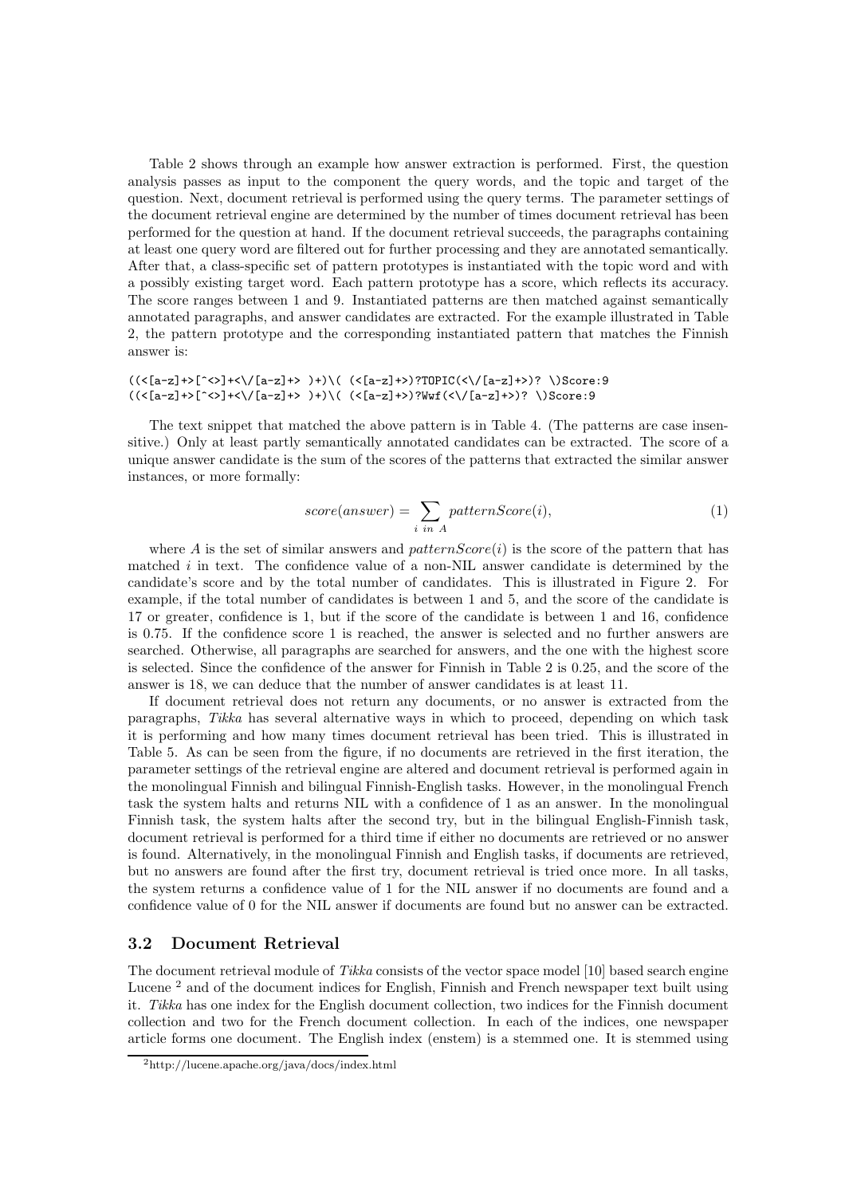Table 2 shows through an example how answer extraction is performed. First, the question analysis passes as input to the component the query words, and the topic and target of the question. Next, document retrieval is performed using the query terms. The parameter settings of the document retrieval engine are determined by the number of times document retrieval has been performed for the question at hand. If the document retrieval succeeds, the paragraphs containing at least one query word are filtered out for further processing and they are annotated semantically. After that, a class-specific set of pattern prototypes is instantiated with the topic word and with a possibly existing target word. Each pattern prototype has a score, which reflects its accuracy. The score ranges between 1 and 9. Instantiated patterns are then matched against semantically annotated paragraphs, and answer candidates are extracted. For the example illustrated in Table 2, the pattern prototype and the corresponding instantiated pattern that matches the Finnish answer is:

```
((<[a-z]+>[^<>]+<\/[a-z]+> )+)\( (<[a-z]+>)?TOPIC(<\/[a-z]+>)? \)Score:9
((<[a-z]+>[^<>]+<\/[a-z]+> )+)\( (<[a-z]+>)?Wwf(<\/[a-z]+>)? \)Score:9
```

The text snippet that matched the above pattern is in Table 4. (The patterns are case insensitive.) Only at least partly semantically annotated candidates can be extracted. The score of a unique answer candidate is the sum of the scores of the patterns that extracted the similar answer instances, or more formally:

$$score(answer) = \sum_{i \ in \ A} patternScore(i), \tag{1}$$

where $A$ is the set of similar answers and $patternScore(i)$ is the score of the pattern that has matched $i$ in text. The confidence value of a non-NIL answer candidate is determined by the candidate's score and by the total number of candidates. This is illustrated in Figure 2. For example, if the total number of candidates is between 1 and 5, and the score of the candidate is 17 or greater, confidence is 1, but if the score of the candidate is between 1 and 16, confidence is 0.75. If the confidence score 1 is reached, the answer is selected and no further answers are searched. Otherwise, all paragraphs are searched for answers, and the one with the highest score is selected. Since the confidence of the answer for Finnish in Table 2 is 0.25, and the score of the answer is 18, we can deduce that the number of answer candidates is at least 11.

If document retrieval does not return any documents, or no answer is extracted from the paragraphs, *Tikka* has several alternative ways in which to proceed, depending on which task it is performing and how many times document retrieval has been tried. This is illustrated in Table 5. As can be seen from the figure, if no documents are retrieved in the first iteration, the parameter settings of the retrieval engine are altered and document retrieval is performed again in the monolingual Finnish and bilingual Finnish-English tasks. However, in the monolingual French task the system halts and returns NIL with a confidence of 1 as an answer. In the monolingual Finnish task, the system halts after the second try, but in the bilingual English-Finnish task, document retrieval is performed for a third time if either no documents are retrieved or no answer is found. Alternatively, in the monolingual Finnish and English tasks, if documents are retrieved, but no answers are found after the first try, document retrieval is tried once more. In all tasks, the system returns a confidence value of 1 for the NIL answer if no documents are found and a confidence value of 0 for the NIL answer if documents are found but no answer can be extracted.

### 3.2 Document Retrieval

The document retrieval module of *Tikka* consists of the vector space model [10] based search engine Lucene [2] and of the document indices for English, Finnish and French newspaper text built using it. *Tikka* has one index for the English document collection, two indices for the Finnish document collection and two for the French document collection. In each of the indices, one newspaper article forms one document. The English index (enstem) is a stemmed one. It is stemmed using

[2] http://lucene.apache.org/java/docs/index.html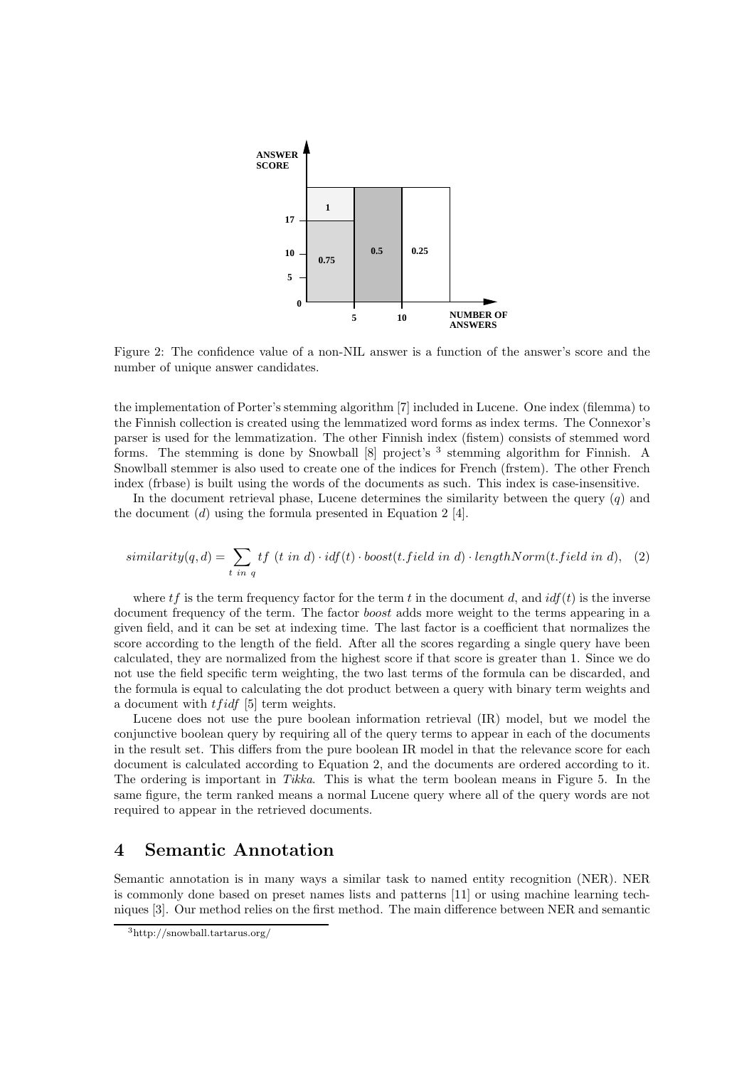Figure 2: The confidence value of a non-NIL answer is a function of the answer's score and the number of unique answer candidates.

the implementation of Porter's stemming algorithm [7] included in Lucene. One index (filemma) to the Finnish collection is created using the lemmatized word forms as index terms. The Connexor's parser is used for the lemmatization. The other Finnish index (fistem) consists of stemmed word forms. The stemming is done by Snowball [8] project's [3] stemming algorithm for Finnish. A Snowball stemmer is also used to create one of the indices for French (frstem). The other French index (frbase) is built using the words of the documents as such. This index is case-insensitive.

In the document retrieval phase, Lucene determines the similarity between the query ($q$) and the document ($d$) using the formula presented in Equation 2 [4].

$$similarity(q, d) = \sum_{t \ in \ q} tf \ (t \ in \ d) \cdot idf(t) \cdot boost(t.field \ in \ d) \cdot lengthNorm(t.field \ in \ d), \quad (2)$$

where $tf$ is the term frequency factor for the term $t$ in the document $d$, and $idf(t)$ is the inverse document frequency of the term. The factor *boost* adds more weight to the terms appearing in a given field, and it can be set at indexing time. The last factor is a coefficient that normalizes the score according to the length of the field. After all the scores regarding a single query have been calculated, they are normalized from the highest score if that score is greater than 1. Since we do not use the field specific term weighting, the two last terms of the formula can be discarded, and the formula is equal to calculating the dot product between a query with binary term weights and a document with $tfidf$ [5] term weights.

Lucene does not use the pure boolean information retrieval (IR) model, but we model the conjunctive boolean query by requiring all of the query terms to appear in each of the documents in the result set. This differs from the pure boolean IR model in that the relevance score for each document is calculated according to Equation 2, and the documents are ordered according to it. The ordering is important in *Tikka*. This is what the term boolean means in Figure 5. In the same figure, the term ranked means a normal Lucene query where all of the query words are not required to appear in the retrieved documents.

# 4 Semantic Annotation

Semantic annotation is in many ways a similar task to named entity recognition (NER). NER is commonly done based on preset names lists and patterns [11] or using machine learning techniques [3]. Our method relies on the first method. The main difference between NER and semantic

[3] http://snowball.tartarus.org/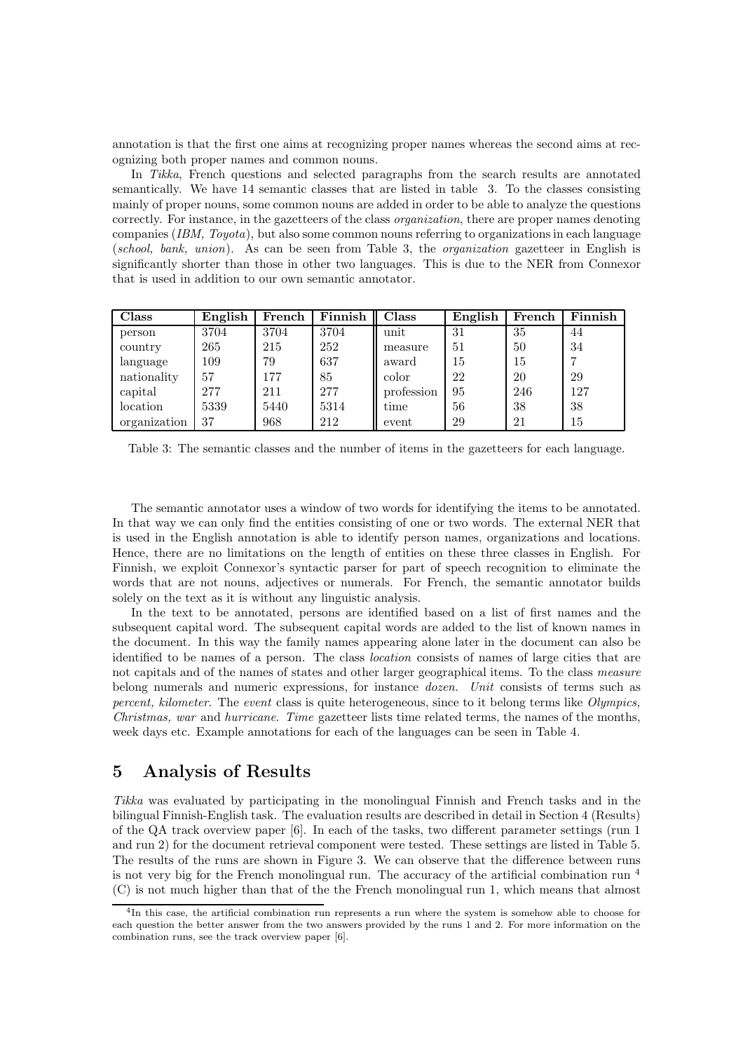annotation is that the first one aims at recognizing proper names whereas the second aims at recognizing both proper names and common nouns.

In *Tikka*, French questions and selected paragraphs from the search results are annotated semantically. We have 14 semantic classes that are listed in table 3. To the classes consisting mainly of proper nouns, some common nouns are added in order to be able to analyze the questions correctly. For instance, in the gazetteers of the class *organization*, there are proper names denoting companies (*IBM, Toyota*), but also some common nouns referring to organizations in each language (*school, bank, union*). As can be seen from Table 3, the *organization* gazetteer in English is significantly shorter than those in other two languages. This is due to the NER from Connexor that is used in addition to our own semantic annotator.

| Class | English | French | Finnish | Class | English | French | Finnish |
|---|---|---|---|---|---|---|---|
| person | 3704 | 3704 | 3704 | unit | 31 | 35 | 44 |
| country | 265 | 215 | 252 | measure | 51 | 50 | 34 |
| language | 109 | 79 | 637 | award | 15 | 15 | 7 |
| nationality | 57 | 177 | 85 | color | 22 | 20 | 29 |
| capital | 277 | 211 | 277 | profession | 95 | 246 | 127 |
| location | 5339 | 5440 | 5314 | time | 56 | 38 | 38 |
| organization | 37 | 968 | 212 | event | 29 | 21 | 15 |

Table 3: The semantic classes and the number of items in the gazetteers for each language.

The semantic annotator uses a window of two words for identifying the items to be annotated. In that way we can only find the entities consisting of one or two words. The external NER that is used in the English annotation is able to identify person names, organizations and locations. Hence, there are no limitations on the length of entities on these three classes in English. For Finnish, we exploit Connexor's syntactic parser for part of speech recognition to eliminate the words that are not nouns, adjectives or numerals. For French, the semantic annotator builds solely on the text as it is without any linguistic analysis.

In the text to be annotated, persons are identified based on a list of first names and the subsequent capital word. The subsequent capital words are added to the list of known names in the document. In this way the family names appearing alone later in the document can also be identified to be names of a person. The class *location* consists of names of large cities that are not capitals and of the names of states and other larger geographical items. To the class *measure* belong numerals and numeric expressions, for instance *dozen*. *Unit* consists of terms such as *percent, kilometer*. The *event* class is quite heterogeneous, since to it belong terms like *Olympics, Christmas, war* and *hurricane*. *Time* gazetteer lists time related terms, the names of the months, week days etc. Example annotations for each of the languages can be seen in Table 4.

## 5 Analysis of Results

*Tikka* was evaluated by participating in the monolingual Finnish and French tasks and in the bilingual Finnish-English task. The evaluation results are described in detail in Section 4 (Results) of the QA track overview paper [6]. In each of the tasks, two different parameter settings (run 1 and run 2) for the document retrieval component were tested. These settings are listed in Table 5. The results of the runs are shown in Figure 3. We can observe that the difference between runs is not very big for the French monolingual run. The accuracy of the artificial combination run [4] (C) is not much higher than that of the the French monolingual run 1, which means that almost

[4] In this case, the artificial combination run represents a run where the system is somehow able to choose for each question the better answer from the two answers provided by the runs 1 and 2. For more information on the combination runs, see the track overview paper [6].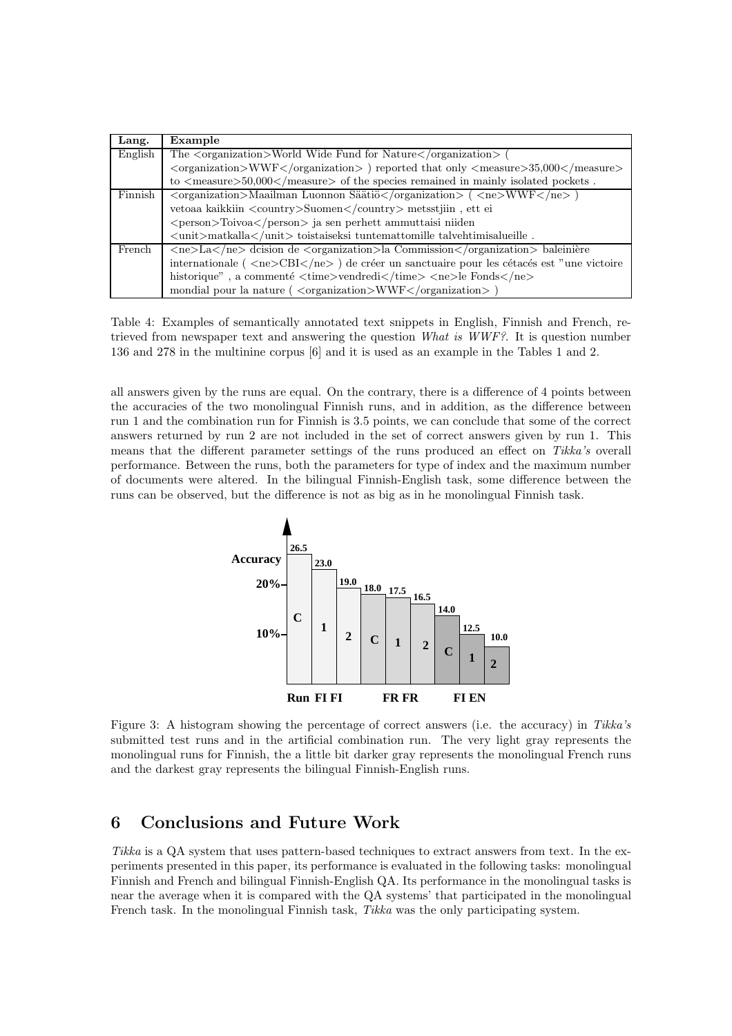| Lang. | Example |
|---|---|
| English | The <organization>World Wide Fund for Nature</organization> ( <organization>WWF</organization> ) reported that only <measure>35,000</measure> to <measure>50,000</measure> of the species remained in mainly isolated pockets . |
| Finnish | <organization>Maailman Luonnon Säätiö</organization> ( <ne>WWF</ne> ) vetoaa kaikkiin <country>Suomen</country> metsstjiin , ett ei <person>Toivoa</person> ja sen perhett ammuttaisi niiden <unit>matkalla</unit> toistaiseksi tuntemattomille talvehtimisalueille . |
| French | <ne>La</ne> dcision de <organization>la Commission</organization> baleinière internationale ( <ne>CBI</ne> ) de créer un sanctuaire pour les cétacés est "une victoire historique" , a commenté <time>vendredi</time> <ne>le Fonds</ne> mondial pour la nature ( <organization>WWF</organization> ) |

Table 4: Examples of semantically annotated text snippets in English, Finnish and French, retrieved from newspaper text and answering the question *What is WWF?*. It is question number 136 and 278 in the multinine corpus [6] and it is used as an example in the Tables 1 and 2.

all answers given by the runs are equal. On the contrary, there is a difference of 4 points between the accuracies of the two monolingual Finnish runs, and in addition, as the difference between run 1 and the combination run for Finnish is 3.5 points, we can conclude that some of the correct answers returned by run 2 are not included in the set of correct answers given by run 1. This means that the different parameter settings of the runs produced an effect on *Tikka's* overall performance. Between the runs, both the parameters for type of index and the maximum number of documents were altered. In the bilingual Finnish-English task, some difference between the runs can be observed, but the difference is not as big as in he monolingual Finnish task.

| Run | FI FI | | | FR FR | | | FI EN | | |
|---|---|---|---|---|---|---|---|---|---|
| | C | 1 | 2 | C | 1 | 2 | C | 1 | 2 |
| Accuracy | 26.5 | 23.0 | 19.0 | 18.0 | 17.5 | 16.5 | 14.0 | 12.5 | 10.0 |

Figure 3: A histogram showing the percentage of correct answers (i.e. the accuracy) in *Tikka's* submitted test runs and in the artificial combination run. The very light gray represents the monolingual runs for Finnish, the a little bit darker gray represents the monolingual French runs and the darkest gray represents the bilingual Finnish-English runs.

## 6 Conclusions and Future Work

*Tikka* is a QA system that uses pattern-based techniques to extract answers from text. In the experiments presented in this paper, its performance is evaluated in the following tasks: monolingual Finnish and French and bilingual Finnish-English QA. Its performance in the monolingual tasks is near the average when it is compared with the QA systems' that participated in the monolingual French task. In the monolingual Finnish task, *Tikka* was the only participating system.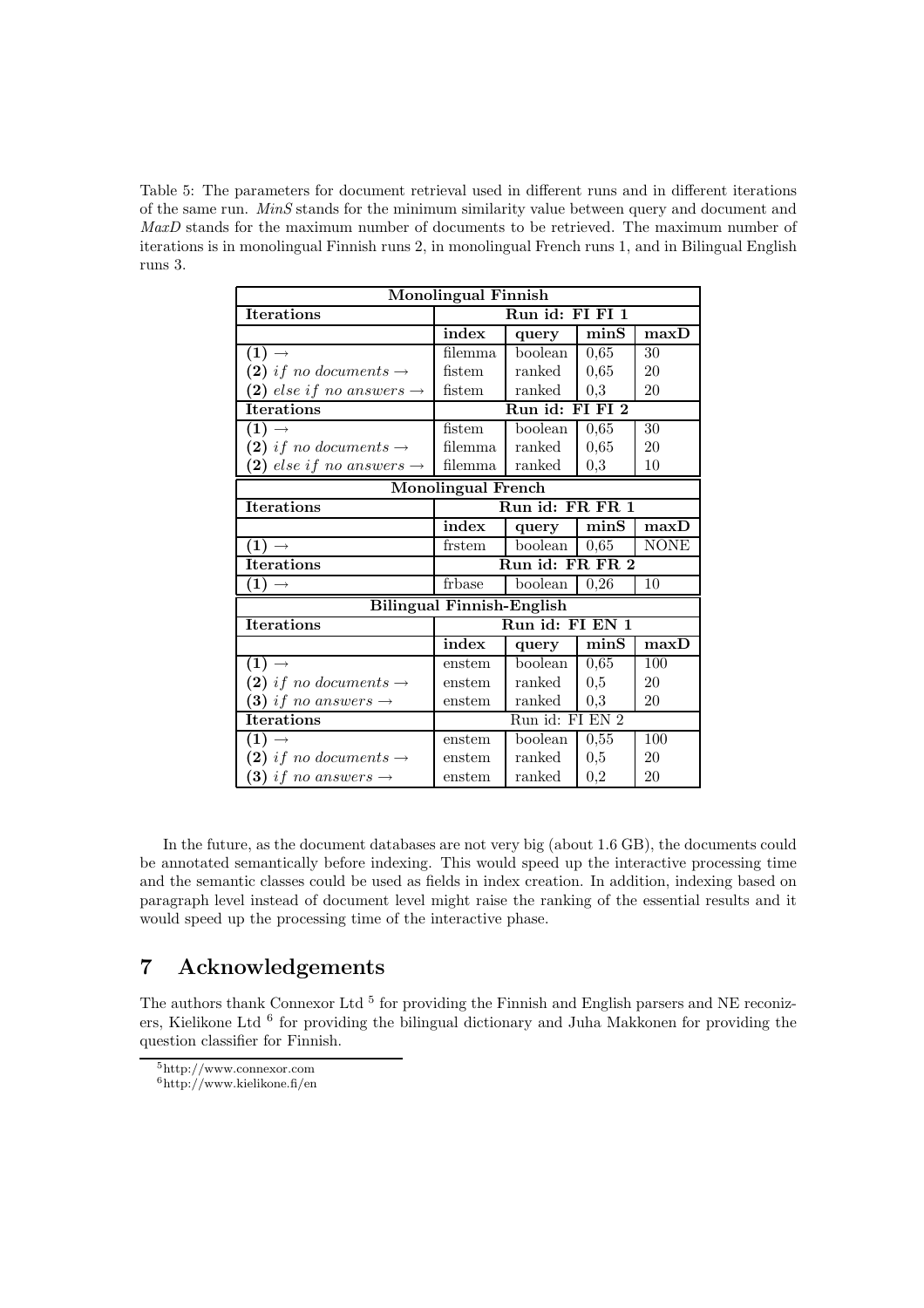Table 5: The parameters for document retrieval used in different runs and in different iterations of the same run. *MinS* stands for the minimum similarity value between query and document and *MaxD* stands for the maximum number of documents to be retrieved. The maximum number of iterations is in monolingual Finnish runs 2, in monolingual French runs 1, and in Bilingual English runs 3.

| **Monolingual Finnish** | | | | |
|---|---|---|---|---|
| **Iterations** | **Run id: FI FI 1** | | | |
| | **index** | **query** | **minS** | **maxD** |
| **(1)** → | filemma | boolean | 0,65 | 30 |
| **(2)** *if no documents* → | fistem | ranked | 0,65 | 20 |
| **(2)** *else if no answers* → | fistem | ranked | 0,3 | 20 |
| **Iterations** | **Run id: FI FI 2** | | | |
| **(1)** → | fistem | boolean | 0,65 | 30 |
| **(2)** *if no documents* → | filemma | ranked | 0,65 | 20 |
| **(2)** *else if no answers* → | filemma | ranked | 0,3 | 10 |
| **Monolingual French** | | | | |
| **Iterations** | **Run id: FR FR 1** | | | |
| | **index** | **query** | **minS** | **maxD** |
| **(1)** → | frstem | boolean | 0,65 | NONE |
| **Iterations** | **Run id: FR FR 2** | | | |
| **(1)** → | frbase | boolean | 0,26 | 10 |
| **Bilingual Finnish-English** | | | | |
| **Iterations** | **Run id: FI EN 1** | | | |
| | **index** | **query** | **minS** | **maxD** |
| **(1)** → | enstem | boolean | 0,65 | 100 |
| **(2)** *if no documents* → | enstem | ranked | 0,5 | 20 |
| **(3)** *if no answers* → | enstem | ranked | 0,3 | 20 |
| **Iterations** | Run id: FI EN 2 | | | |
| **(1)** → | enstem | boolean | 0,55 | 100 |
| **(2)** *if no documents* → | enstem | ranked | 0,5 | 20 |
| **(3)** *if no answers* → | enstem | ranked | 0,2 | 20 |

In the future, as the document databases are not very big (about 1.6 GB), the documents could be annotated semantically before indexing. This would speed up the interactive processing time and the semantic classes could be used as fields in index creation. In addition, indexing based on paragraph level instead of document level might raise the ranking of the essential results and it would speed up the processing time of the interactive phase.

## 7 Acknowledgements

The authors thank Connexor Ltd [5] for providing the Finnish and English parsers and NE reconizers, Kielikone Ltd [6] for providing the bilingual dictionary and Juha Makkonen for providing the question classifier for Finnish.

[5] http://www.connexor.com

[6] http://www.kielikone.fi/en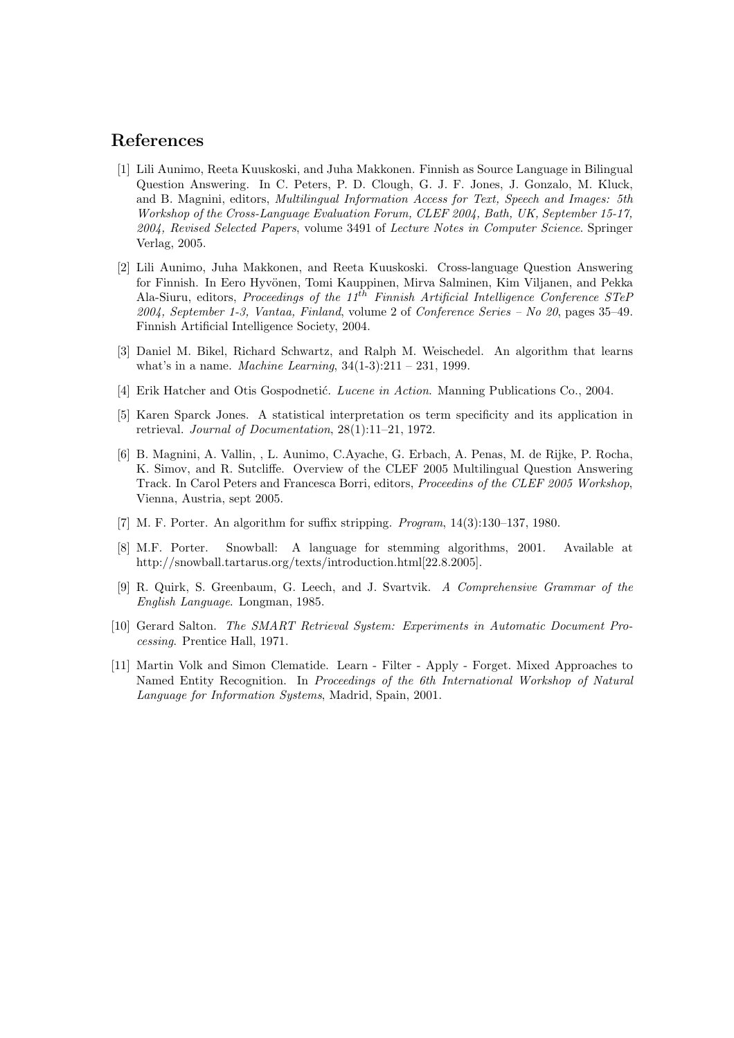## References

[1] Lili Aunimo, Reeta Kuuskoski, and Juha Makkonen. Finnish as Source Language in Bilingual Question Answering. In C. Peters, P. D. Clough, G. J. F. Jones, J. Gonzalo, M. Kluck, and B. Magnini, editors, *Multilingual Information Access for Text, Speech and Images: 5th Workshop of the Cross-Language Evaluation Forum, CLEF 2004, Bath, UK, September 15-17, 2004, Revised Selected Papers*, volume 3491 of *Lecture Notes in Computer Science*. Springer Verlag, 2005.

[2] Lili Aunimo, Juha Makkonen, and Reeta Kuuskoski. Cross-language Question Answering for Finnish. In Eero Hyvönen, Tomi Kauppinen, Mirva Salminen, Kim Viljanen, and Pekka Ala-Siuru, editors, *Proceedings of the 11^th Finnish Artificial Intelligence Conference STeP 2004, September 1-3, Vantaa, Finland*, volume 2 of *Conference Series – No 20*, pages 35–49. Finnish Artificial Intelligence Society, 2004.

[3] Daniel M. Bikel, Richard Schwartz, and Ralph M. Weischedel. An algorithm that learns what's in a name. *Machine Learning*, 34(1-3):211 – 231, 1999.

[4] Erik Hatcher and Otis Gospodnetić. *Lucene in Action*. Manning Publications Co., 2004.

[5] Karen Sparck Jones. A statistical interpretation os term specificity and its application in retrieval. *Journal of Documentation*, 28(1):11–21, 1972.

[6] B. Magnini, A. Vallin, , L. Aunimo, C.Ayache, G. Erbach, A. Penas, M. de Rijke, P. Rocha, K. Simov, and R. Sutcliffe. Overview of the CLEF 2005 Multilingual Question Answering Track. In Carol Peters and Francesca Borri, editors, *Proceedins of the CLEF 2005 Workshop*, Vienna, Austria, sept 2005.

[7] M. F. Porter. An algorithm for suffix stripping. *Program*, 14(3):130–137, 1980.

[8] M.F. Porter. Snowball: A language for stemming algorithms, 2001. Available at http://snowball.tartarus.org/texts/introduction.html[22.8.2005].

[9] R. Quirk, S. Greenbaum, G. Leech, and J. Svartvik. *A Comprehensive Grammar of the English Language*. Longman, 1985.

[10] Gerard Salton. *The SMART Retrieval System: Experiments in Automatic Document Processing*. Prentice Hall, 1971.

[11] Martin Volk and Simon Clematide. Learn - Filter - Apply - Forget. Mixed Approaches to Named Entity Recognition. In *Proceedings of the 6th International Workshop of Natural Language for Information Systems*, Madrid, Spain, 2001.